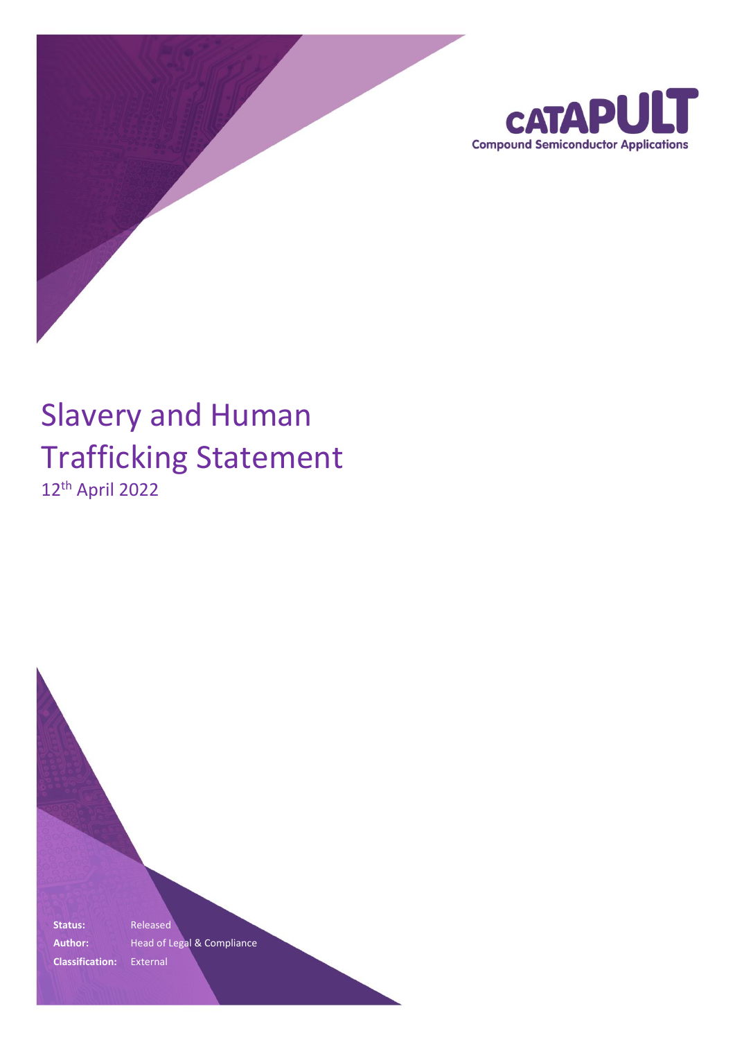**CATAPULT**
**Compound Semiconductor Applications**

# Slavery and Human Trafficking Statement

12th April 2022

| | |
|---|---|
| **Status:** | Released |
| **Author:** | Head of Legal & Compliance |
| **Classification:** | External |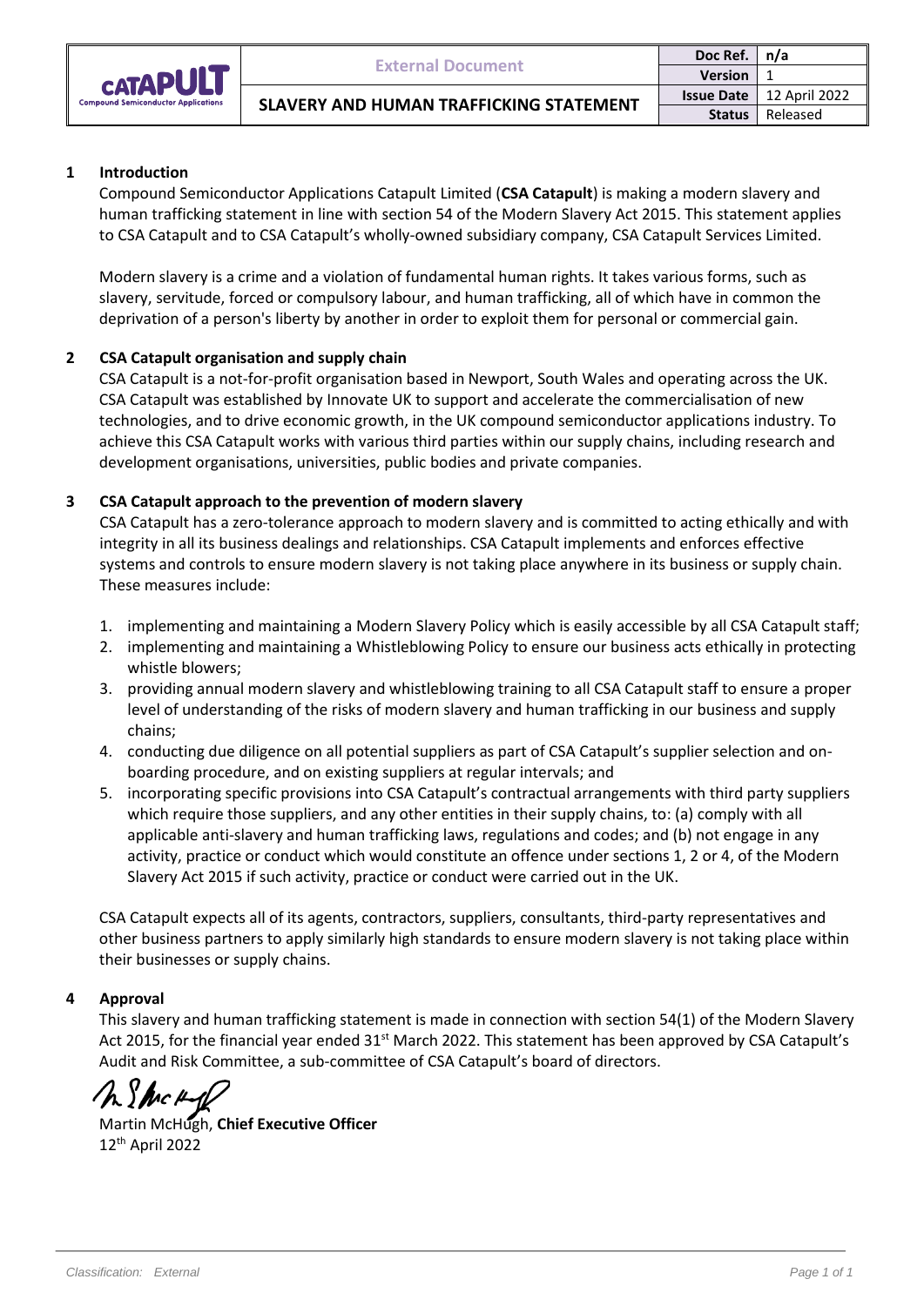| | External Document | Doc Ref. | n/a |
|---|---|---|---|
| | | Version | 1 |
| | SLAVERY AND HUMAN TRAFFICKING STATEMENT | Issue Date | 12 April 2022 |
| | | Status | Released |

## 1 Introduction

Compound Semiconductor Applications Catapult Limited (**CSA Catapult**) is making a modern slavery and human trafficking statement in line with section 54 of the Modern Slavery Act 2015. This statement applies to CSA Catapult and to CSA Catapult's wholly-owned subsidiary company, CSA Catapult Services Limited.

Modern slavery is a crime and a violation of fundamental human rights. It takes various forms, such as slavery, servitude, forced or compulsory labour, and human trafficking, all of which have in common the deprivation of a person's liberty by another in order to exploit them for personal or commercial gain.

## 2 CSA Catapult organisation and supply chain

CSA Catapult is a not-for-profit organisation based in Newport, South Wales and operating across the UK. CSA Catapult was established by Innovate UK to support and accelerate the commercialisation of new technologies, and to drive economic growth, in the UK compound semiconductor applications industry. To achieve this CSA Catapult works with various third parties within our supply chains, including research and development organisations, universities, public bodies and private companies.

## 3 CSA Catapult approach to the prevention of modern slavery

CSA Catapult has a zero-tolerance approach to modern slavery and is committed to acting ethically and with integrity in all its business dealings and relationships. CSA Catapult implements and enforces effective systems and controls to ensure modern slavery is not taking place anywhere in its business or supply chain. These measures include:

1. implementing and maintaining a Modern Slavery Policy which is easily accessible by all CSA Catapult staff;
2. implementing and maintaining a Whistleblowing Policy to ensure our business acts ethically in protecting whistle blowers;
3. providing annual modern slavery and whistleblowing training to all CSA Catapult staff to ensure a proper level of understanding of the risks of modern slavery and human trafficking in our business and supply chains;
4. conducting due diligence on all potential suppliers as part of CSA Catapult's supplier selection and on-boarding procedure, and on existing suppliers at regular intervals; and
5. incorporating specific provisions into CSA Catapult's contractual arrangements with third party suppliers which require those suppliers, and any other entities in their supply chains, to: (a) comply with all applicable anti-slavery and human trafficking laws, regulations and codes; and (b) not engage in any activity, practice or conduct which would constitute an offence under sections 1, 2 or 4, of the Modern Slavery Act 2015 if such activity, practice or conduct were carried out in the UK.

CSA Catapult expects all of its agents, contractors, suppliers, consultants, third-party representatives and other business partners to apply similarly high standards to ensure modern slavery is not taking place within their businesses or supply chains.

## 4 Approval

This slavery and human trafficking statement is made in connection with section 54(1) of the Modern Slavery Act 2015, for the financial year ended 31st March 2022. This statement has been approved by CSA Catapult's Audit and Risk Committee, a sub-committee of CSA Catapult's board of directors.

Martin McHugh, **Chief Executive Officer**
12th April 2022

*Classification: External*